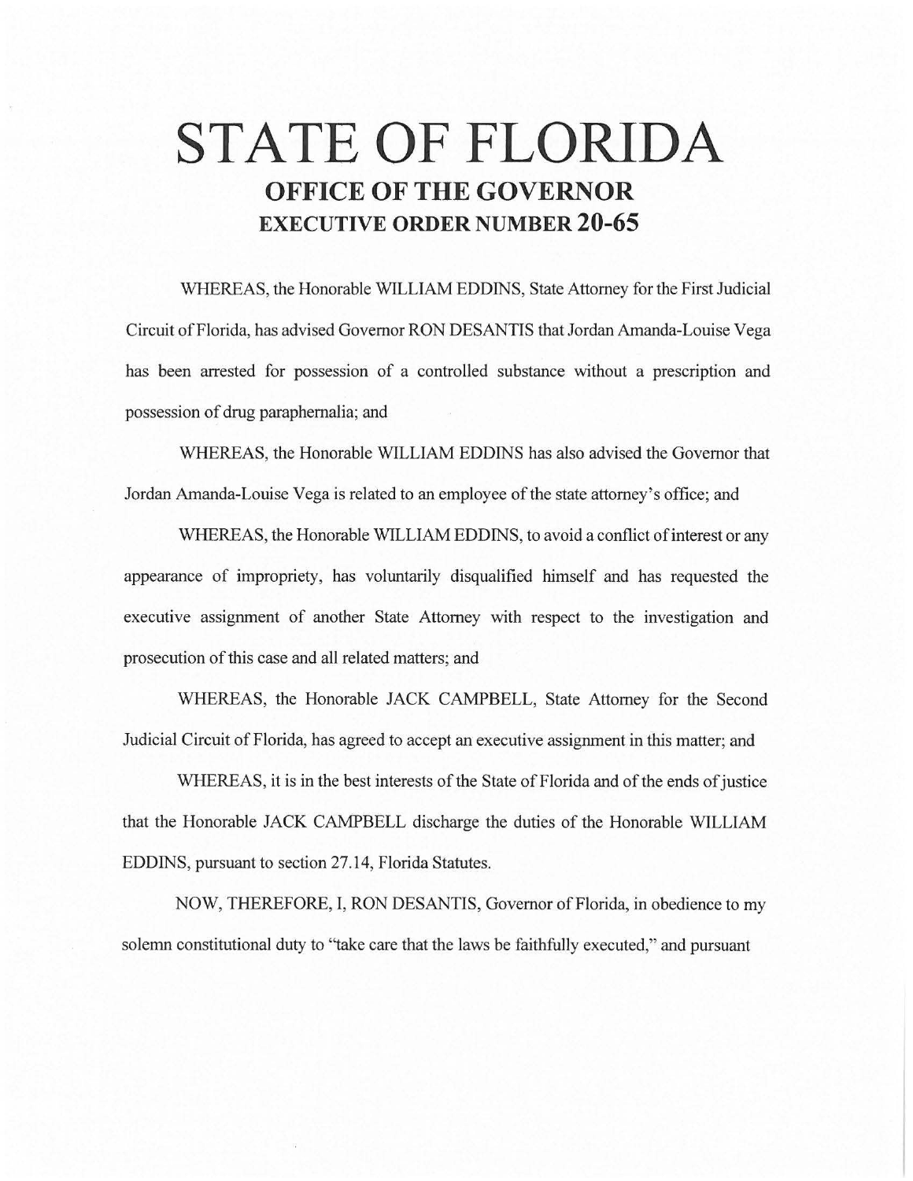# STATE OF FLORIDA

## OFFICE OF THE GOVERNOR

## EXECUTIVE ORDER NUMBER 20-65

WHEREAS, the Honorable WILLIAM EDDINS, State Attorney for the First Judicial Circuit of Florida, has advised Governor RON DESANTIS that Jordan Amanda-Louise Vega has been arrested for possession of a controlled substance without a prescription and possession of drug paraphernalia; and

WHEREAS, the Honorable WILLIAM EDDINS has also advised the Governor that Jordan Amanda-Louise Vega is related to an employee of the state attorney's office; and

WHEREAS, the Honorable WILLIAM EDDINS, to avoid a conflict of interest or any appearance of impropriety, has voluntarily disqualified himself and has requested the executive assignment of another State Attorney with respect to the investigation and prosecution of this case and all related matters; and

WHEREAS, the Honorable JACK CAMPBELL, State Attorney for the Second Judicial Circuit of Florida, has agreed to accept an executive assignment in this matter; and

WHEREAS, it is in the best interests of the State of Florida and of the ends of justice that the Honorable JACK CAMPBELL discharge the duties of the Honorable WILLIAM EDDINS, pursuant to section 27.14, Florida Statutes.

NOW, THEREFORE, I, RON DESANTIS, Governor of Florida, in obedience to my solemn constitutional duty to "take care that the laws be faithfully executed," and pursuant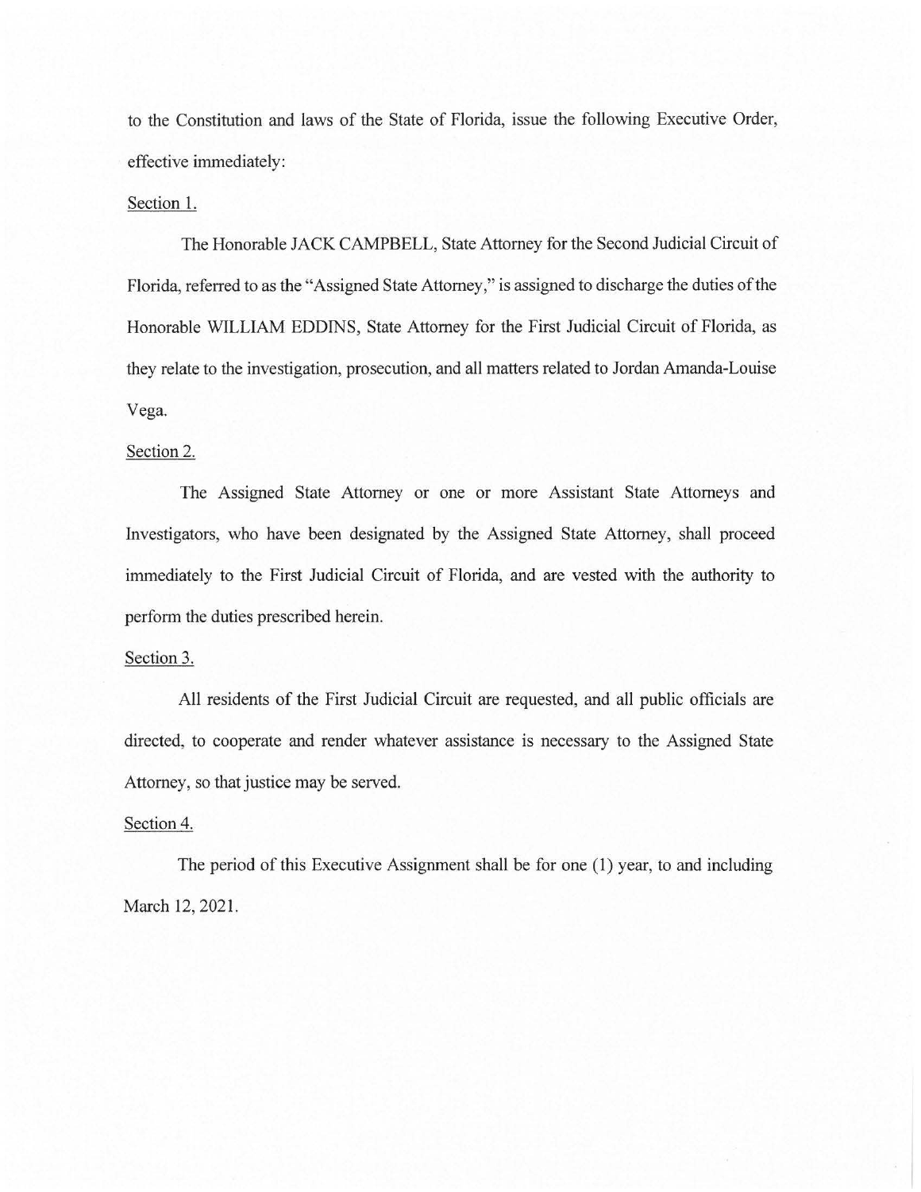to the Constitution and laws of the State of Florida, issue the following Executive Order, effective immediately:

Section 1.

The Honorable JACK CAMPBELL, State Attorney for the Second Judicial Circuit of Florida, referred to as the "Assigned State Attorney," is assigned to discharge the duties of the Honorable WILLIAM EDDINS, State Attorney for the First Judicial Circuit of Florida, as they relate to the investigation, prosecution, and all matters related to Jordan Amanda-Louise Vega.

Section 2.

The Assigned State Attorney or one or more Assistant State Attorneys and Investigators, who have been designated by the Assigned State Attorney, shall proceed immediately to the First Judicial Circuit of Florida, and are vested with the authority to perform the duties prescribed herein.

Section 3.

All residents of the First Judicial Circuit are requested, and all public officials are directed, to cooperate and render whatever assistance is necessary to the Assigned State Attorney, so that justice may be served.

Section 4.

The period of this Executive Assignment shall be for one (1) year, to and including March 12, 2021.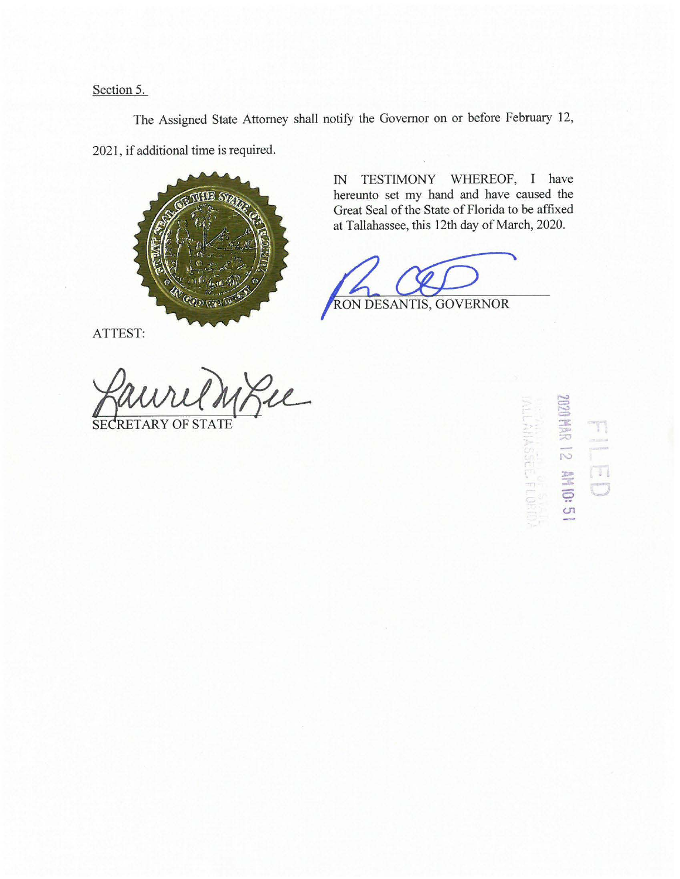Section 5.

The Assigned State Attorney shall notify the Governor on or before February 12, 2021, if additional time is required.

IN TESTIMONY WHEREOF, I have hereunto set my hand and have caused the Great Seal of the State of Florida to be affixed at Tallahassee, this 12th day of March, 2020.

RON DESANTIS, GOVERNOR

ATTEST:

SECRETARY OF STATE

FILED

2020 MAR 12 AM 10: 51

DEPARTMENT OF STATE
TALLAHASSEE, FLORIDA